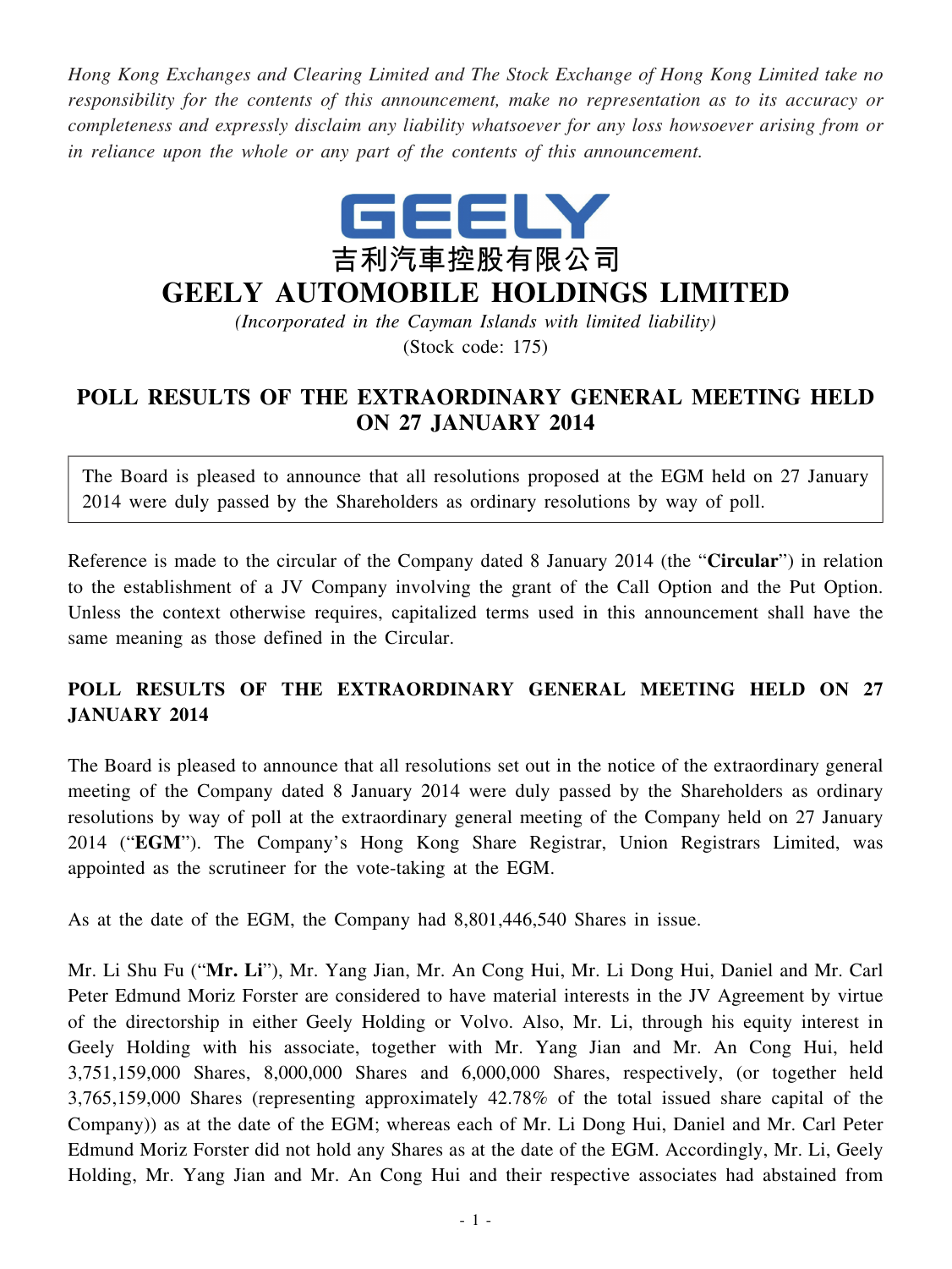*Hong Kong Exchanges and Clearing Limited and The Stock Exchange of Hong Kong Limited take no responsibility for the contents of this announcement, make no representation as to its accuracy or completeness and expressly disclaim any liability whatsoever for any loss howsoever arising from or in reliance upon the whole or any part of the contents of this announcement.*

GEELY

吉利汽車控股有限公司

# GEELY AUTOMOBILE HOLDINGS LIMITED

*(Incorporated in the Cayman Islands with limited liability)*

(Stock code: 175)

## POLL RESULTS OF THE EXTRAORDINARY GENERAL MEETING HELD ON 27 JANUARY 2014

The Board is pleased to announce that all resolutions proposed at the EGM held on 27 January 2014 were duly passed by the Shareholders as ordinary resolutions by way of poll.

Reference is made to the circular of the Company dated 8 January 2014 (the "**Circular**") in relation to the establishment of a JV Company involving the grant of the Call Option and the Put Option. Unless the context otherwise requires, capitalized terms used in this announcement shall have the same meaning as those defined in the Circular.

## POLL RESULTS OF THE EXTRAORDINARY GENERAL MEETING HELD ON 27 JANUARY 2014

The Board is pleased to announce that all resolutions set out in the notice of the extraordinary general meeting of the Company dated 8 January 2014 were duly passed by the Shareholders as ordinary resolutions by way of poll at the extraordinary general meeting of the Company held on 27 January 2014 ("**EGM**"). The Company's Hong Kong Share Registrar, Union Registrars Limited, was appointed as the scrutineer for the vote-taking at the EGM.

As at the date of the EGM, the Company had 8,801,446,540 Shares in issue.

Mr. Li Shu Fu ("**Mr. Li**"), Mr. Yang Jian, Mr. An Cong Hui, Mr. Li Dong Hui, Daniel and Mr. Carl Peter Edmund Moriz Forster are considered to have material interests in the JV Agreement by virtue of the directorship in either Geely Holding or Volvo. Also, Mr. Li, through his equity interest in Geely Holding with his associate, together with Mr. Yang Jian and Mr. An Cong Hui, held 3,751,159,000 Shares, 8,000,000 Shares and 6,000,000 Shares, respectively, (or together held 3,765,159,000 Shares (representing approximately 42.78% of the total issued share capital of the Company)) as at the date of the EGM; whereas each of Mr. Li Dong Hui, Daniel and Mr. Carl Peter Edmund Moriz Forster did not hold any Shares as at the date of the EGM. Accordingly, Mr. Li, Geely Holding, Mr. Yang Jian and Mr. An Cong Hui and their respective associates had abstained from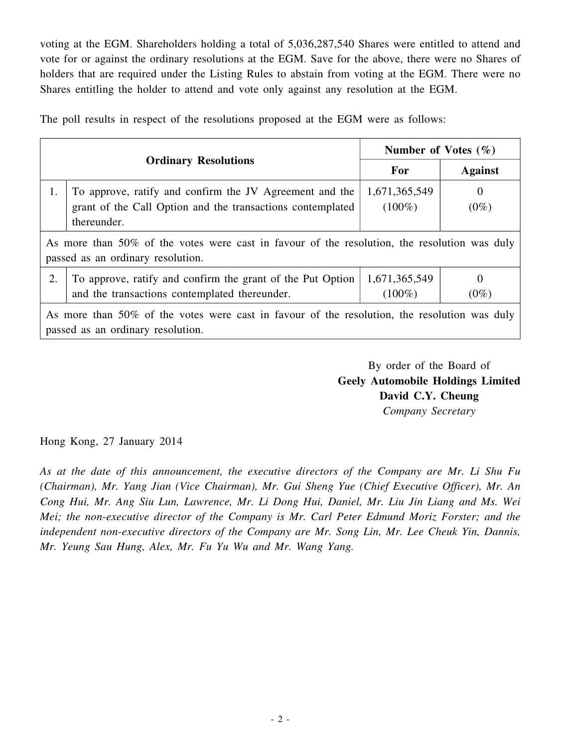voting at the EGM. Shareholders holding a total of 5,036,287,540 Shares were entitled to attend and vote for or against the ordinary resolutions at the EGM. Save for the above, there were no Shares of holders that are required under the Listing Rules to abstain from voting at the EGM. There were no Shares entitling the holder to attend and vote only against any resolution at the EGM.

The poll results in respect of the resolutions proposed at the EGM were as follows:

| Ordinary Resolutions | | Number of Votes (%) | |
|---|---|---|---|
| | | **For** | **Against** |
| 1. | To approve, ratify and confirm the JV Agreement and the grant of the Call Option and the transactions contemplated thereunder. | 1,671,365,549 (100%) | 0 (0%) |
| As more than 50% of the votes were cast in favour of the resolution, the resolution was duly passed as an ordinary resolution. | | | |
| 2. | To approve, ratify and confirm the grant of the Put Option and the transactions contemplated thereunder. | 1,671,365,549 (100%) | 0 (0%) |
| As more than 50% of the votes were cast in favour of the resolution, the resolution was duly passed as an ordinary resolution. | | | |

By order of the Board of
**Geely Automobile Holdings Limited**
**David C.Y. Cheung**
*Company Secretary*

Hong Kong, 27 January 2014

*As at the date of this announcement, the executive directors of the Company are Mr. Li Shu Fu (Chairman), Mr. Yang Jian (Vice Chairman), Mr. Gui Sheng Yue (Chief Executive Officer), Mr. An Cong Hui, Mr. Ang Siu Lun, Lawrence, Mr. Li Dong Hui, Daniel, Mr. Liu Jin Liang and Ms. Wei Mei; the non-executive director of the Company is Mr. Carl Peter Edmund Moriz Forster; and the independent non-executive directors of the Company are Mr. Song Lin, Mr. Lee Cheuk Yin, Dannis, Mr. Yeung Sau Hung, Alex, Mr. Fu Yu Wu and Mr. Wang Yang.*